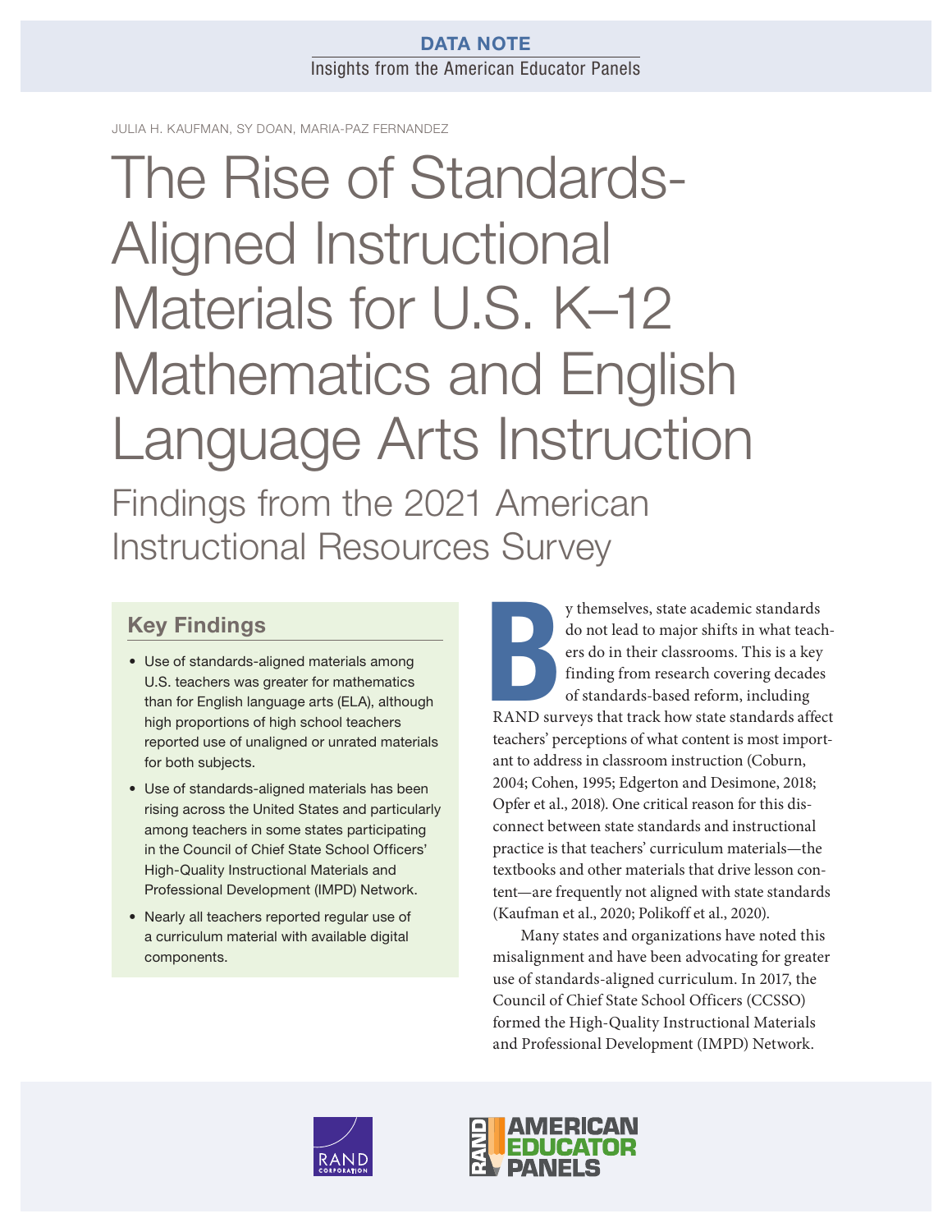DATA NOTE

Insights from the American Educator Panels

JULIA H. KAUFMAN, SY DOAN, MARIA-PAZ FERNANDEZ

# The Rise of Standards-Aligned Instructional Materials for U.S. K–12 Mathematics and English Language Arts Instruction

## Findings from the 2021 American Instructional Resources Survey

### Key Findings

- Use of standards-aligned materials among U.S. teachers was greater for mathematics than for English language arts (ELA), although high proportions of high school teachers reported use of unaligned or unrated materials for both subjects.
- Use of standards-aligned materials has been rising across the United States and particularly among teachers in some states participating in the Council of Chief State School Officers' High-Quality Instructional Materials and Professional Development (IMPD) Network.
- Nearly all teachers reported regular use of a curriculum material with available digital components.

By themselves, state academic standards do not lead to major shifts in what teachers do in their classrooms. This is a key finding from research covering decades of standards-based reform, including RAND surveys that track how state standards affect teachers' perceptions of what content is most important to address in classroom instruction (Coburn, 2004; Cohen, 1995; Edgerton and Desimone, 2018; Opfer et al., 2018). One critical reason for this disconnect between state standards and instructional practice is that teachers' curriculum materials—the textbooks and other materials that drive lesson content—are frequently not aligned with state standards (Kaufman et al., 2020; Polikoff et al., 2020).

Many states and organizations have noted this misalignment and have been advocating for greater use of standards-aligned curriculum. In 2017, the Council of Chief State School Officers (CCSSO) formed the High-Quality Instructional Materials and Professional Development (IMPD) Network.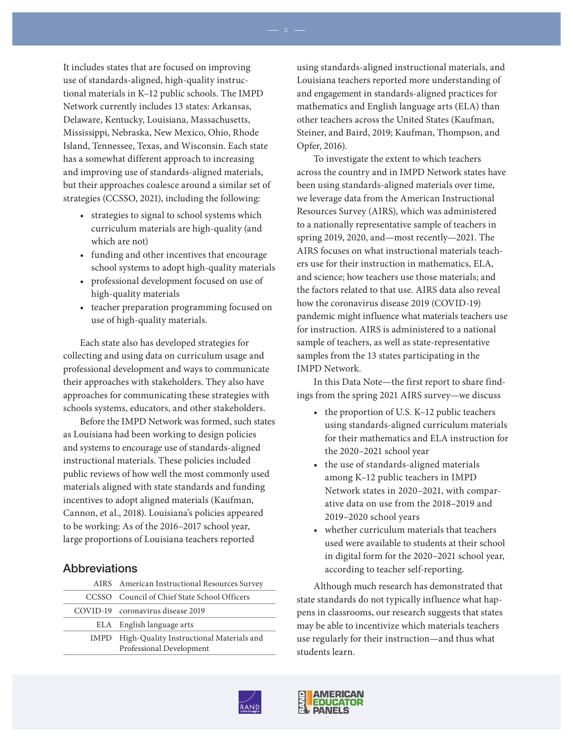It includes states that are focused on improving use of standards-aligned, high-quality instructional materials in K–12 public schools. The IMPD Network currently includes 13 states: Arkansas, Delaware, Kentucky, Louisiana, Massachusetts, Mississippi, Nebraska, New Mexico, Ohio, Rhode Island, Tennessee, Texas, and Wisconsin. Each state has a somewhat different approach to increasing and improving use of standards-aligned materials, but their approaches coalesce around a similar set of strategies (CCSSO, 2021), including the following:

- strategies to signal to school systems which curriculum materials are high-quality (and which are not)
- funding and other incentives that encourage school systems to adopt high-quality materials
- professional development focused on use of high-quality materials
- teacher preparation programming focused on use of high-quality materials.

Each state also has developed strategies for collecting and using data on curriculum usage and professional development and ways to communicate their approaches with stakeholders. They also have approaches for communicating these strategies with schools systems, educators, and other stakeholders.

Before the IMPD Network was formed, such states as Louisiana had been working to design policies and systems to encourage use of standards-aligned instructional materials. These policies included public reviews of how well the most commonly used materials aligned with state standards and funding incentives to adopt aligned materials (Kaufman, Cannon, et al., 2018). Louisiana's policies appeared to be working: As of the 2016–2017 school year, large proportions of Louisiana teachers reported using standards-aligned instructional materials, and Louisiana teachers reported more understanding of and engagement in standards-aligned practices for mathematics and English language arts (ELA) than other teachers across the United States (Kaufman, Steiner, and Baird, 2019; Kaufman, Thompson, and Opfer, 2016).

To investigate the extent to which teachers across the country and in IMPD Network states have been using standards-aligned materials over time, we leverage data from the American Instructional Resources Survey (AIRS), which was administered to a nationally representative sample of teachers in spring 2019, 2020, and—most recently—2021. The AIRS focuses on what instructional materials teachers use for their instruction in mathematics, ELA, and science; how teachers use those materials; and the factors related to that use. AIRS data also reveal how the coronavirus disease 2019 (COVID-19) pandemic might influence what materials teachers use for instruction. AIRS is administered to a national sample of teachers, as well as state-representative samples from the 13 states participating in the IMPD Network.

In this Data Note—the first report to share findings from the spring 2021 AIRS survey—we discuss

- the proportion of U.S. K–12 public teachers using standards-aligned curriculum materials for their mathematics and ELA instruction for the 2020–2021 school year
- the use of standards-aligned materials among K–12 public teachers in IMPD Network states in 2020–2021, with comparative data on use from the 2018–2019 and 2019–2020 school years
- whether curriculum materials that teachers used were available to students at their school in digital form for the 2020–2021 school year, according to teacher self-reporting.

Although much research has demonstrated that state standards do not typically influence what happens in classrooms, our research suggests that states may be able to incentivize which materials teachers use regularly for their instruction—and thus what students learn.

## Abbreviations

| | |
|---|---|
| AIRS | American Instructional Resources Survey |
| CCSSO | Council of Chief State School Officers |
| COVID-19 | coronavirus disease 2019 |
| ELA | English language arts |
| IMPD | High-Quality Instructional Materials and Professional Development |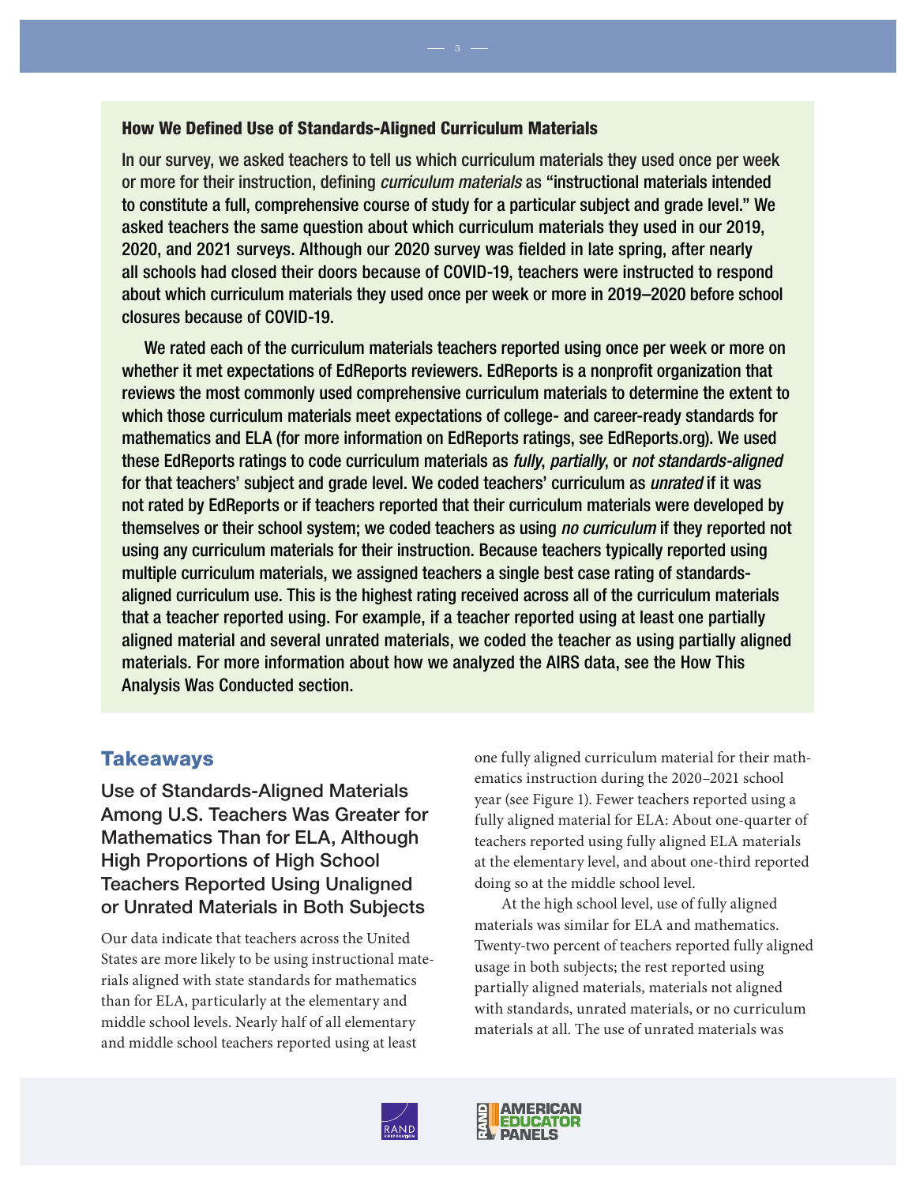### How We Defined Use of Standards-Aligned Curriculum Materials

In our survey, we asked teachers to tell us which curriculum materials they used once per week or more for their instruction, defining *curriculum materials* as "instructional materials intended to constitute a full, comprehensive course of study for a particular subject and grade level." We asked teachers the same question about which curriculum materials they used in our 2019, 2020, and 2021 surveys. Although our 2020 survey was fielded in late spring, after nearly all schools had closed their doors because of COVID-19, teachers were instructed to respond about which curriculum materials they used once per week or more in 2019–2020 before school closures because of COVID-19.

We rated each of the curriculum materials teachers reported using once per week or more on whether it met expectations of EdReports reviewers. EdReports is a nonprofit organization that reviews the most commonly used comprehensive curriculum materials to determine the extent to which those curriculum materials meet expectations of college- and career-ready standards for mathematics and ELA (for more information on EdReports ratings, see EdReports.org). We used these EdReports ratings to code curriculum materials as *fully*, *partially*, or *not standards-aligned* for that teachers' subject and grade level. We coded teachers' curriculum as *unrated* if it was not rated by EdReports or if teachers reported that their curriculum materials were developed by themselves or their school system; we coded teachers as using *no curriculum* if they reported not using any curriculum materials for their instruction. Because teachers typically reported using multiple curriculum materials, we assigned teachers a single best case rating of standards-aligned curriculum use. This is the highest rating received across all of the curriculum materials that a teacher reported using. For example, if a teacher reported using at least one partially aligned material and several unrated materials, we coded the teacher as using partially aligned materials. For more information about how we analyzed the AIRS data, see the How This Analysis Was Conducted section.

## Takeaways

### Use of Standards-Aligned Materials Among U.S. Teachers Was Greater for Mathematics Than for ELA, Although High Proportions of High School Teachers Reported Using Unaligned or Unrated Materials in Both Subjects

Our data indicate that teachers across the United States are more likely to be using instructional materials aligned with state standards for mathematics than for ELA, particularly at the elementary and middle school levels. Nearly half of all elementary and middle school teachers reported using at least one fully aligned curriculum material for their mathematics instruction during the 2020–2021 school year (see Figure 1). Fewer teachers reported using a fully aligned material for ELA: About one-quarter of teachers reported using fully aligned ELA materials at the elementary level, and about one-third reported doing so at the middle school level.

At the high school level, use of fully aligned materials was similar for ELA and mathematics. Twenty-two percent of teachers reported fully aligned usage in both subjects; the rest reported using partially aligned materials, materials not aligned with standards, unrated materials, or no curriculum materials at all. The use of unrated materials was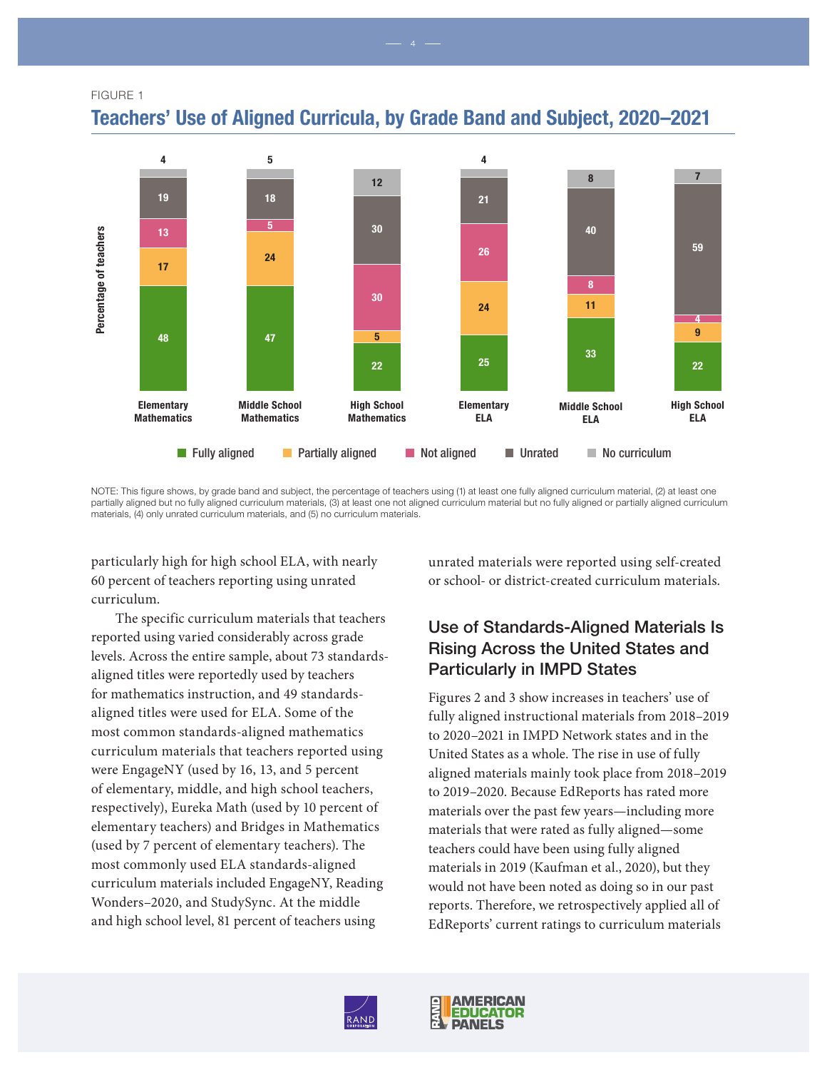FIGURE 1

## Teachers' Use of Aligned Curricula, by Grade Band and Subject, 2020–2021

| | Elementary Mathematics | Middle School Mathematics | High School Mathematics | Elementary ELA | Middle School ELA | High School ELA |
|---|---|---|---|---|---|---|
| Fully aligned | 48 | 47 | 22 | 25 | 33 | 22 |
| Partially aligned | 17 | 24 | 5 | 24 | 11 | 9 |
| Not aligned | 13 | 5 | 30 | 26 | 8 | 4 |
| Unrated | 19 | 18 | 30 | 21 | 40 | 59 |
| No curriculum | 4 | 5 | 12 | 4 | 8 | 7 |

Percentage of teachers

NOTE: This figure shows, by grade band and subject, the percentage of teachers using (1) at least one fully aligned curriculum material, (2) at least one partially aligned but no fully aligned curriculum materials, (3) at least one not aligned curriculum material but no fully aligned or partially aligned curriculum materials, (4) only unrated curriculum materials, and (5) no curriculum materials.

particularly high for high school ELA, with nearly 60 percent of teachers reporting using unrated curriculum.

The specific curriculum materials that teachers reported using varied considerably across grade levels. Across the entire sample, about 73 standards-aligned titles were reportedly used by teachers for mathematics instruction, and 49 standards-aligned titles were used for ELA. Some of the most common standards-aligned mathematics curriculum materials that teachers reported using were EngageNY (used by 16, 13, and 5 percent of elementary, middle, and high school teachers, respectively), Eureka Math (used by 10 percent of elementary teachers) and Bridges in Mathematics (used by 7 percent of elementary teachers). The most commonly used ELA standards-aligned curriculum materials included EngageNY, Reading Wonders–2020, and StudySync. At the middle and high school level, 81 percent of teachers using unrated materials were reported using self-created or school- or district-created curriculum materials.

## Use of Standards-Aligned Materials Is Rising Across the United States and Particularly in IMPD States

Figures 2 and 3 show increases in teachers' use of fully aligned instructional materials from 2018–2019 to 2020–2021 in IMPD Network states and in the United States as a whole. The rise in use of fully aligned materials mainly took place from 2018–2019 to 2019–2020. Because EdReports has rated more materials over the past few years—including more materials that were rated as fully aligned—some teachers could have been using fully aligned materials in 2019 (Kaufman et al., 2020), but they would not have been noted as doing so in our past reports. Therefore, we retrospectively applied all of EdReports' current ratings to curriculum materials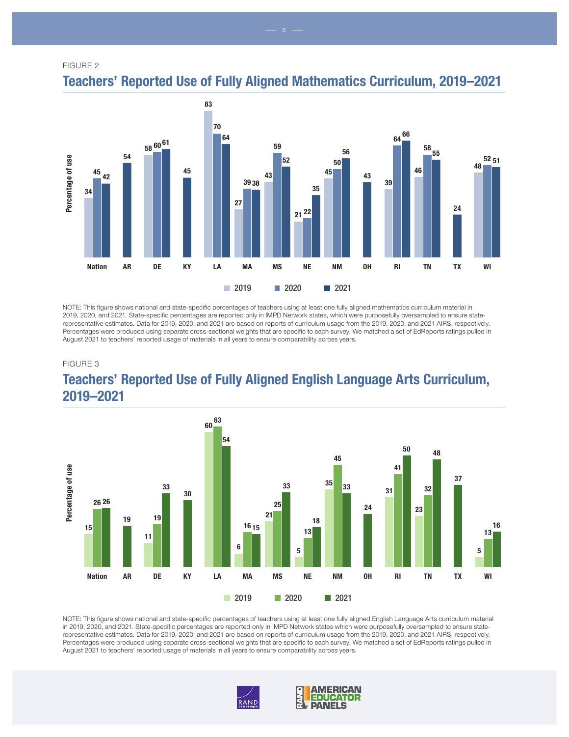FIGURE 2

## Teachers' Reported Use of Fully Aligned Mathematics Curriculum, 2019–2021

| | 2019 | 2020 | 2021 |
|---|---|---|---|
| Nation | 34 | 45 | 42 |
| AR | | | 54 |
| DE | 58 | 60 | 61 |
| KY | | | 45 |
| LA | 83 | 70 | 64 |
| MA | 27 | 39 | 38 |
| MS | 43 | 59 | 52 |
| NE | 21 | 22 | 35 |
| NM | 45 | 50 | 56 |
| OH | | | 43 |
| RI | 39 | 64 | 66 |
| TN | 46 | 58 | 55 |
| TX | | | 24 |
| WI | 48 | 52 | 51 |

Percentage of use

NOTE: This figure shows national and state-specific percentages of teachers using at least one fully aligned mathematics curriculum material in 2019, 2020, and 2021. State-specific percentages are reported only in IMPD Network states, which were purposefully oversampled to ensure state-representative estimates. Data for 2019, 2020, and 2021 are based on reports of curriculum usage from the 2019, 2020, and 2021 AIRS, respectively. Percentages were produced using separate cross-sectional weights that are specific to each survey. We matched a set of EdReports ratings pulled in August 2021 to teachers' reported usage of materials in all years to ensure comparability across years.

FIGURE 3

## Teachers' Reported Use of Fully Aligned English Language Arts Curriculum, 2019–2021

| | 2019 | 2020 | 2021 |
|---|---|---|---|
| Nation | 15 | 26 | 26 |
| AR | | | 19 |
| DE | 11 | 19 | 33 |
| KY | | | 30 |
| LA | 60 | 63 | 54 |
| MA | 6 | 16 | 15 |
| MS | 21 | 25 | 33 |
| NE | 5 | 13 | 18 |
| NM | 35 | 45 | 33 |
| OH | | | 24 |
| RI | 31 | 41 | 50 |
| TN | 23 | 32 | 48 |
| TX | | | 37 |
| WI | 5 | 13 | 16 |

Percentage of use

NOTE: This figure shows national and state-specific percentages of teachers using at least one fully aligned English Language Arts curriculum material in 2019, 2020, and 2021. State-specific percentages are reported only in IMPD Network states which were purposefully oversampled to ensure state-representative estimates. Data for 2019, 2020, and 2021 are based on reports of curriculum usage from the 2019, 2020, and 2021 AIRS, respectively. Percentages were produced using separate cross-sectional weights that are specific to each survey. We matched a set of EdReports ratings pulled in August 2021 to teachers' reported usage of materials in all years to ensure comparability across years.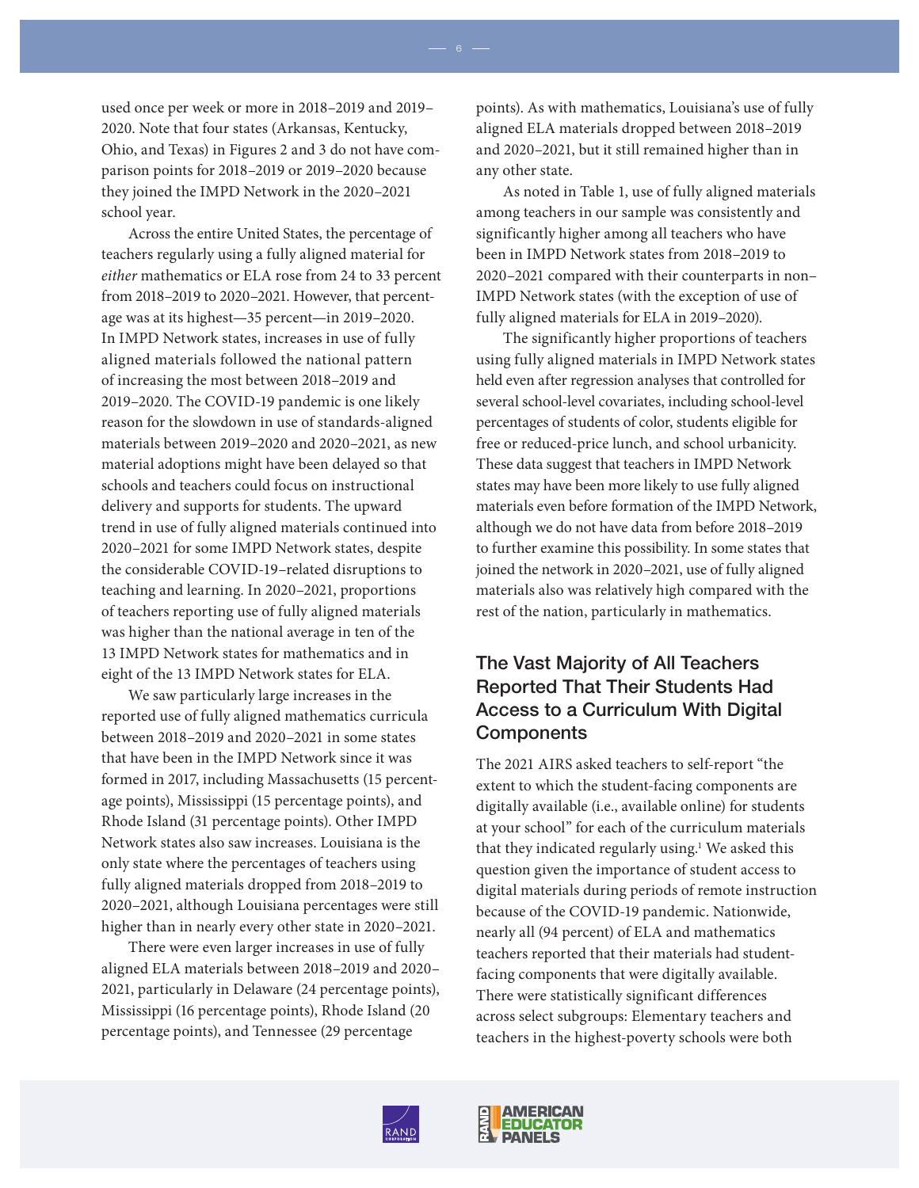used once per week or more in 2018–2019 and 2019–2020. Note that four states (Arkansas, Kentucky, Ohio, and Texas) in Figures 2 and 3 do not have comparison points for 2018–2019 or 2019–2020 because they joined the IMPD Network in the 2020–2021 school year.

Across the entire United States, the percentage of teachers regularly using a fully aligned material for *either* mathematics or ELA rose from 24 to 33 percent from 2018–2019 to 2020–2021. However, that percentage was at its highest—35 percent—in 2019–2020. In IMPD Network states, increases in use of fully aligned materials followed the national pattern of increasing the most between 2018–2019 and 2019–2020. The COVID-19 pandemic is one likely reason for the slowdown in use of standards-aligned materials between 2019–2020 and 2020–2021, as new material adoptions might have been delayed so that schools and teachers could focus on instructional delivery and supports for students. The upward trend in use of fully aligned materials continued into 2020–2021 for some IMPD Network states, despite the considerable COVID-19–related disruptions to teaching and learning. In 2020–2021, proportions of teachers reporting use of fully aligned materials was higher than the national average in ten of the 13 IMPD Network states for mathematics and in eight of the 13 IMPD Network states for ELA.

We saw particularly large increases in the reported use of fully aligned mathematics curricula between 2018–2019 and 2020–2021 in some states that have been in the IMPD Network since it was formed in 2017, including Massachusetts (15 percentage points), Mississippi (15 percentage points), and Rhode Island (31 percentage points). Other IMPD Network states also saw increases. Louisiana is the only state where the percentages of teachers using fully aligned materials dropped from 2018–2019 to 2020–2021, although Louisiana percentages were still higher than in nearly every other state in 2020–2021.

There were even larger increases in use of fully aligned ELA materials between 2018–2019 and 2020–2021, particularly in Delaware (24 percentage points), Mississippi (16 percentage points), Rhode Island (20 percentage points), and Tennessee (29 percentage points). As with mathematics, Louisiana's use of fully aligned ELA materials dropped between 2018–2019 and 2020–2021, but it still remained higher than in any other state.

As noted in Table 1, use of fully aligned materials among teachers in our sample was consistently and significantly higher among all teachers who have been in IMPD Network states from 2018–2019 to 2020–2021 compared with their counterparts in non–IMPD Network states (with the exception of use of fully aligned materials for ELA in 2019–2020).

The significantly higher proportions of teachers using fully aligned materials in IMPD Network states held even after regression analyses that controlled for several school-level covariates, including school-level percentages of students of color, students eligible for free or reduced-price lunch, and school urbanicity. These data suggest that teachers in IMPD Network states may have been more likely to use fully aligned materials even before formation of the IMPD Network, although we do not have data from before 2018–2019 to further examine this possibility. In some states that joined the network in 2020–2021, use of fully aligned materials also was relatively high compared with the rest of the nation, particularly in mathematics.

## The Vast Majority of All Teachers Reported That Their Students Had Access to a Curriculum With Digital Components

The 2021 AIRS asked teachers to self-report "the extent to which the student-facing components are digitally available (i.e., available online) for students at your school" for each of the curriculum materials that they indicated regularly using.[1] We asked this question given the importance of student access to digital materials during periods of remote instruction because of the COVID-19 pandemic. Nationwide, nearly all (94 percent) of ELA and mathematics teachers reported that their materials had student-facing components that were digitally available. There were statistically significant differences across select subgroups: Elementary teachers and teachers in the highest-poverty schools were both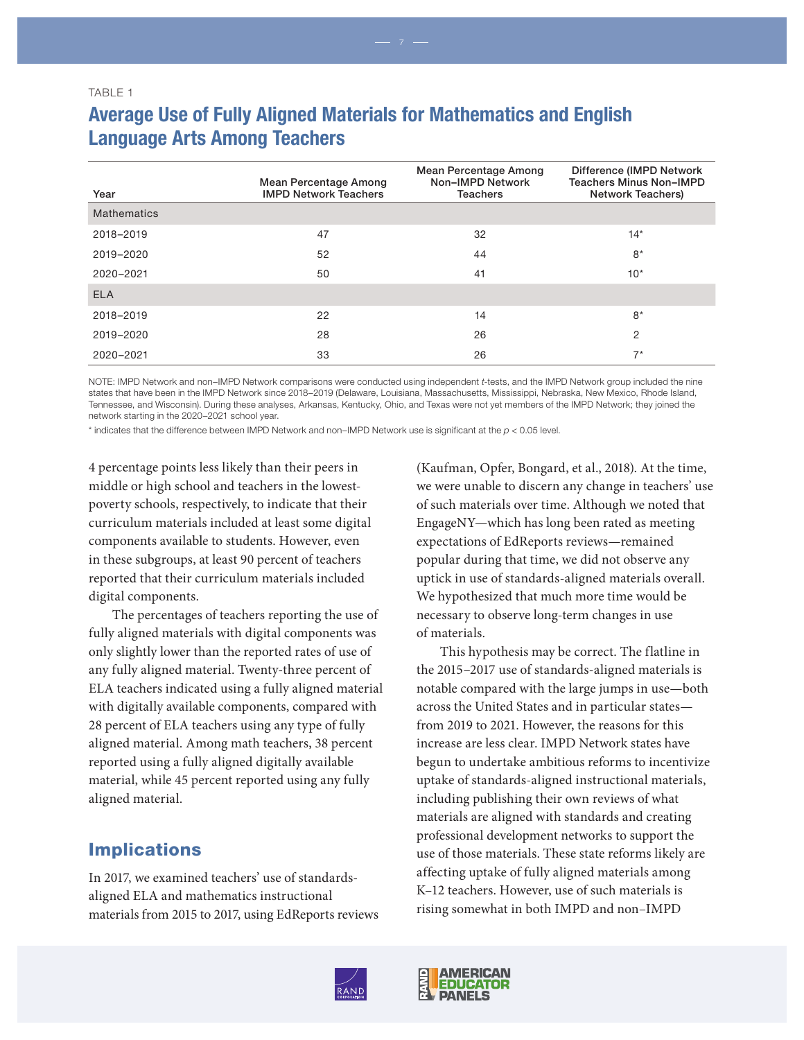TABLE 1

## Average Use of Fully Aligned Materials for Mathematics and English Language Arts Among Teachers

| Year | Mean Percentage Among IMPD Network Teachers | Mean Percentage Among Non–IMPD Network Teachers | Difference (IMPD Network Teachers Minus Non–IMPD Network Teachers) |
|---|---|---|---|
| Mathematics | | | |
| 2018–2019 | 47 | 32 | 14* |
| 2019–2020 | 52 | 44 | 8* |
| 2020–2021 | 50 | 41 | 10* |
| ELA | | | |
| 2018–2019 | 22 | 14 | 8* |
| 2019–2020 | 28 | 26 | 2 |
| 2020–2021 | 33 | 26 | 7* |

NOTE: IMPD Network and non–IMPD Network comparisons were conducted using independent *t*-tests, and the IMPD Network group included the nine states that have been in the IMPD Network since 2018–2019 (Delaware, Louisiana, Massachusetts, Mississippi, Nebraska, New Mexico, Rhode Island, Tennessee, and Wisconsin). During these analyses, Arkansas, Kentucky, Ohio, and Texas were not yet members of the IMPD Network; they joined the network starting in the 2020–2021 school year.

* indicates that the difference between IMPD Network and non–IMPD Network use is significant at the $p < 0.05$ level.

4 percentage points less likely than their peers in middle or high school and teachers in the lowest-poverty schools, respectively, to indicate that their curriculum materials included at least some digital components available to students. However, even in these subgroups, at least 90 percent of teachers reported that their curriculum materials included digital components.

The percentages of teachers reporting the use of fully aligned materials with digital components was only slightly lower than the reported rates of use of any fully aligned material. Twenty-three percent of ELA teachers indicated using a fully aligned material with digitally available components, compared with 28 percent of ELA teachers using any type of fully aligned material. Among math teachers, 38 percent reported using a fully aligned digitally available material, while 45 percent reported using any fully aligned material.

## Implications

In 2017, we examined teachers' use of standards-aligned ELA and mathematics instructional materials from 2015 to 2017, using EdReports reviews (Kaufman, Opfer, Bongard, et al., 2018). At the time, we were unable to discern any change in teachers' use of such materials over time. Although we noted that EngageNY—which has long been rated as meeting expectations of EdReports reviews—remained popular during that time, we did not observe any uptick in use of standards-aligned materials overall. We hypothesized that much more time would be necessary to observe long-term changes in use of materials.

This hypothesis may be correct. The flatline in the 2015–2017 use of standards-aligned materials is notable compared with the large jumps in use—both across the United States and in particular states—from 2019 to 2021. However, the reasons for this increase are less clear. IMPD Network states have begun to undertake ambitious reforms to incentivize uptake of standards-aligned instructional materials, including publishing their own reviews of what materials are aligned with standards and creating professional development networks to support the use of those materials. These state reforms likely are affecting uptake of fully aligned materials among K–12 teachers. However, use of such materials is rising somewhat in both IMPD and non–IMPD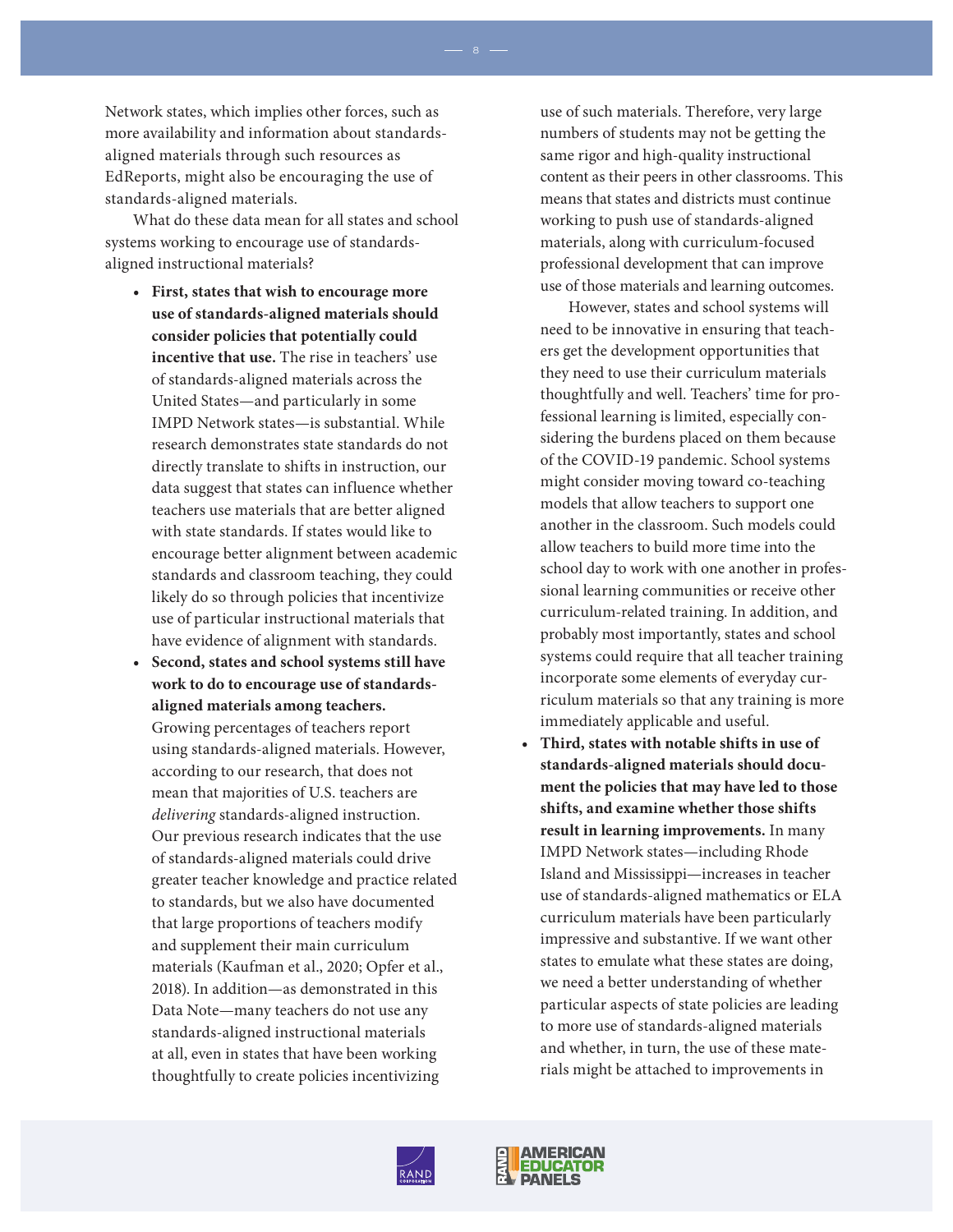Network states, which implies other forces, such as more availability and information about standards-aligned materials through such resources as EdReports, might also be encouraging the use of standards-aligned materials.

What do these data mean for all states and school systems working to encourage use of standards-aligned instructional materials?

- **First, states that wish to encourage more use of standards-aligned materials should consider policies that potentially could incentive that use.** The rise in teachers' use of standards-aligned materials across the United States—and particularly in some IMPD Network states—is substantial. While research demonstrates state standards do not directly translate to shifts in instruction, our data suggest that states can influence whether teachers use materials that are better aligned with state standards. If states would like to encourage better alignment between academic standards and classroom teaching, they could likely do so through policies that incentivize use of particular instructional materials that have evidence of alignment with standards.
- **Second, states and school systems still have work to do to encourage use of standards-aligned materials among teachers.** Growing percentages of teachers report using standards-aligned materials. However, according to our research, that does not mean that majorities of U.S. teachers are *delivering* standards-aligned instruction. Our previous research indicates that the use of standards-aligned materials could drive greater teacher knowledge and practice related to standards, but we also have documented that large proportions of teachers modify and supplement their main curriculum materials (Kaufman et al., 2020; Opfer et al., 2018). In addition—as demonstrated in this Data Note—many teachers do not use any standards-aligned instructional materials at all, even in states that have been working thoughtfully to create policies incentivizing use of such materials. Therefore, very large numbers of students may not be getting the same rigor and high-quality instructional content as their peers in other classrooms. This means that states and districts must continue working to push use of standards-aligned materials, along with curriculum-focused professional development that can improve use of those materials and learning outcomes.

  However, states and school systems will need to be innovative in ensuring that teachers get the development opportunities that they need to use their curriculum materials thoughtfully and well. Teachers' time for professional learning is limited, especially considering the burdens placed on them because of the COVID-19 pandemic. School systems might consider moving toward co-teaching models that allow teachers to support one another in the classroom. Such models could allow teachers to build more time into the school day to work with one another in professional learning communities or receive other curriculum-related training. In addition, and probably most importantly, states and school systems could require that all teacher training incorporate some elements of everyday curriculum materials so that any training is more immediately applicable and useful.
- **Third, states with notable shifts in use of standards-aligned materials should document the policies that may have led to those shifts, and examine whether those shifts result in learning improvements.** In many IMPD Network states—including Rhode Island and Mississippi—increases in teacher use of standards-aligned mathematics or ELA curriculum materials have been particularly impressive and substantive. If we want other states to emulate what these states are doing, we need a better understanding of whether particular aspects of state policies are leading to more use of standards-aligned materials and whether, in turn, the use of these materials might be attached to improvements in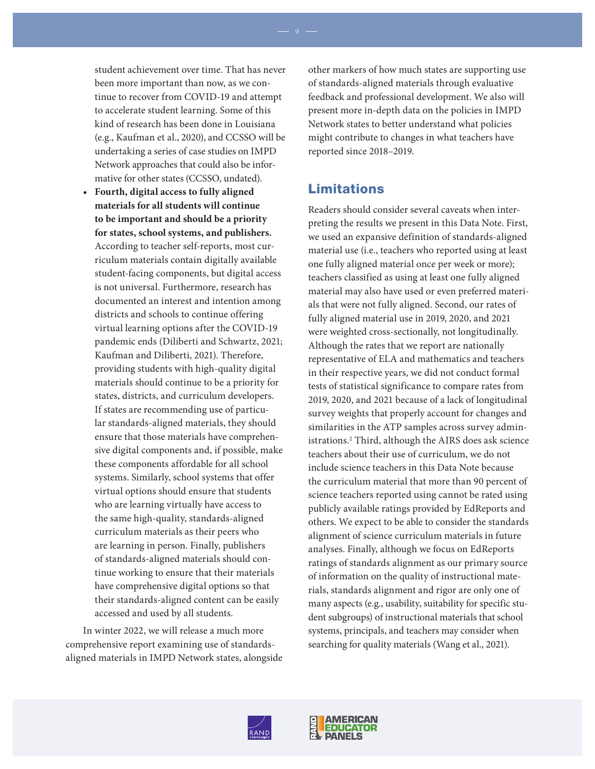student achievement over time. That has never been more important than now, as we continue to recover from COVID-19 and attempt to accelerate student learning. Some of this kind of research has been done in Louisiana (e.g., Kaufman et al., 2020), and CCSSO will be undertaking a series of case studies on IMPD Network approaches that could also be informative for other states (CCSSO, undated).

- **Fourth, digital access to fully aligned materials for all students will continue to be important and should be a priority for states, school systems, and publishers.** According to teacher self-reports, most curriculum materials contain digitally available student-facing components, but digital access is not universal. Furthermore, research has documented an interest and intention among districts and schools to continue offering virtual learning options after the COVID-19 pandemic ends (Diliberti and Schwartz, 2021; Kaufman and Diliberti, 2021). Therefore, providing students with high-quality digital materials should continue to be a priority for states, districts, and curriculum developers. If states are recommending use of particular standards-aligned materials, they should ensure that those materials have comprehensive digital components and, if possible, make these components affordable for all school systems. Similarly, school systems that offer virtual options should ensure that students who are learning virtually have access to the same high-quality, standards-aligned curriculum materials as their peers who are learning in person. Finally, publishers of standards-aligned materials should continue working to ensure that their materials have comprehensive digital options so that their standards-aligned content can be easily accessed and used by all students.

In winter 2022, we will release a much more comprehensive report examining use of standards-aligned materials in IMPD Network states, alongside other markers of how much states are supporting use of standards-aligned materials through evaluative feedback and professional development. We also will present more in-depth data on the policies in IMPD Network states to better understand what policies might contribute to changes in what teachers have reported since 2018–2019.

## Limitations

Readers should consider several caveats when interpreting the results we present in this Data Note. First, we used an expansive definition of standards-aligned material use (i.e., teachers who reported using at least one fully aligned material once per week or more); teachers classified as using at least one fully aligned material may also have used or even preferred materials that were not fully aligned. Second, our rates of fully aligned material use in 2019, 2020, and 2021 were weighted cross-sectionally, not longitudinally. Although the rates that we report are nationally representative of ELA and mathematics and teachers in their respective years, we did not conduct formal tests of statistical significance to compare rates from 2019, 2020, and 2021 because of a lack of longitudinal survey weights that properly account for changes and similarities in the ATP samples across survey administrations.[2] Third, although the AIRS does ask science teachers about their use of curriculum, we do not include science teachers in this Data Note because the curriculum material that more than 90 percent of science teachers reported using cannot be rated using publicly available ratings provided by EdReports and others. We expect to be able to consider the standards alignment of science curriculum materials in future analyses. Finally, although we focus on EdReports ratings of standards alignment as our primary source of information on the quality of instructional materials, standards alignment and rigor are only one of many aspects (e.g., usability, suitability for specific student subgroups) of instructional materials that school systems, principals, and teachers may consider when searching for quality materials (Wang et al., 2021).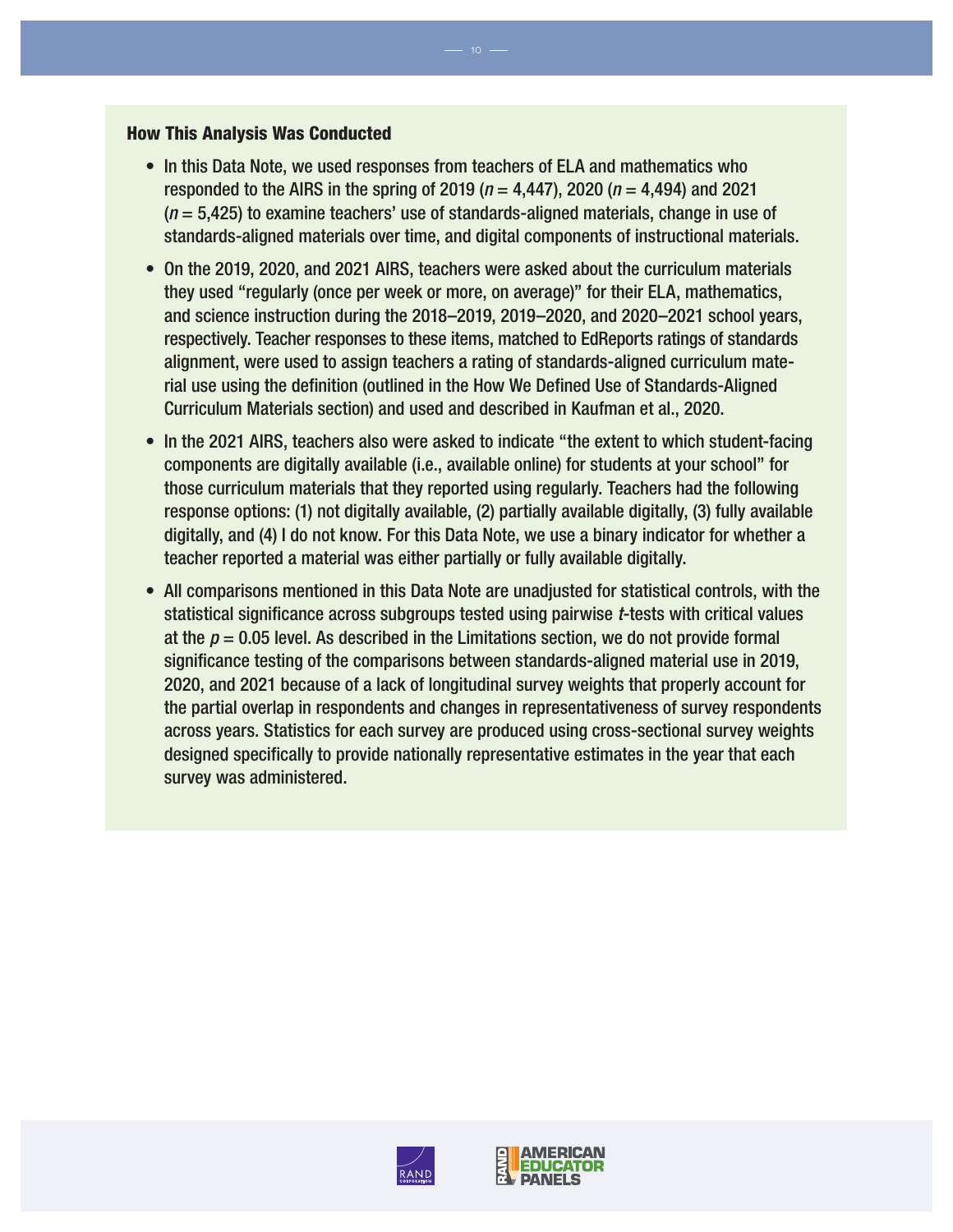### How This Analysis Was Conducted

- In this Data Note, we used responses from teachers of ELA and mathematics who responded to the AIRS in the spring of 2019 ($n$ = 4,447), 2020 ($n$ = 4,494) and 2021 ($n$ = 5,425) to examine teachers' use of standards-aligned materials, change in use of standards-aligned materials over time, and digital components of instructional materials.
- On the 2019, 2020, and 2021 AIRS, teachers were asked about the curriculum materials they used "regularly (once per week or more, on average)" for their ELA, mathematics, and science instruction during the 2018–2019, 2019–2020, and 2020–2021 school years, respectively. Teacher responses to these items, matched to EdReports ratings of standards alignment, were used to assign teachers a rating of standards-aligned curriculum material use using the definition (outlined in the How We Defined Use of Standards-Aligned Curriculum Materials section) and used and described in Kaufman et al., 2020.
- In the 2021 AIRS, teachers also were asked to indicate "the extent to which student-facing components are digitally available (i.e., available online) for students at your school" for those curriculum materials that they reported using regularly. Teachers had the following response options: (1) not digitally available, (2) partially available digitally, (3) fully available digitally, and (4) I do not know. For this Data Note, we use a binary indicator for whether a teacher reported a material was either partially or fully available digitally.
- All comparisons mentioned in this Data Note are unadjusted for statistical controls, with the statistical significance across subgroups tested using pairwise $t$-tests with critical values at the $p = 0.05$ level. As described in the Limitations section, we do not provide formal significance testing of the comparisons between standards-aligned material use in 2019, 2020, and 2021 because of a lack of longitudinal survey weights that properly account for the partial overlap in respondents and changes in representativeness of survey respondents across years. Statistics for each survey are produced using cross-sectional survey weights designed specifically to provide nationally representative estimates in the year that each survey was administered.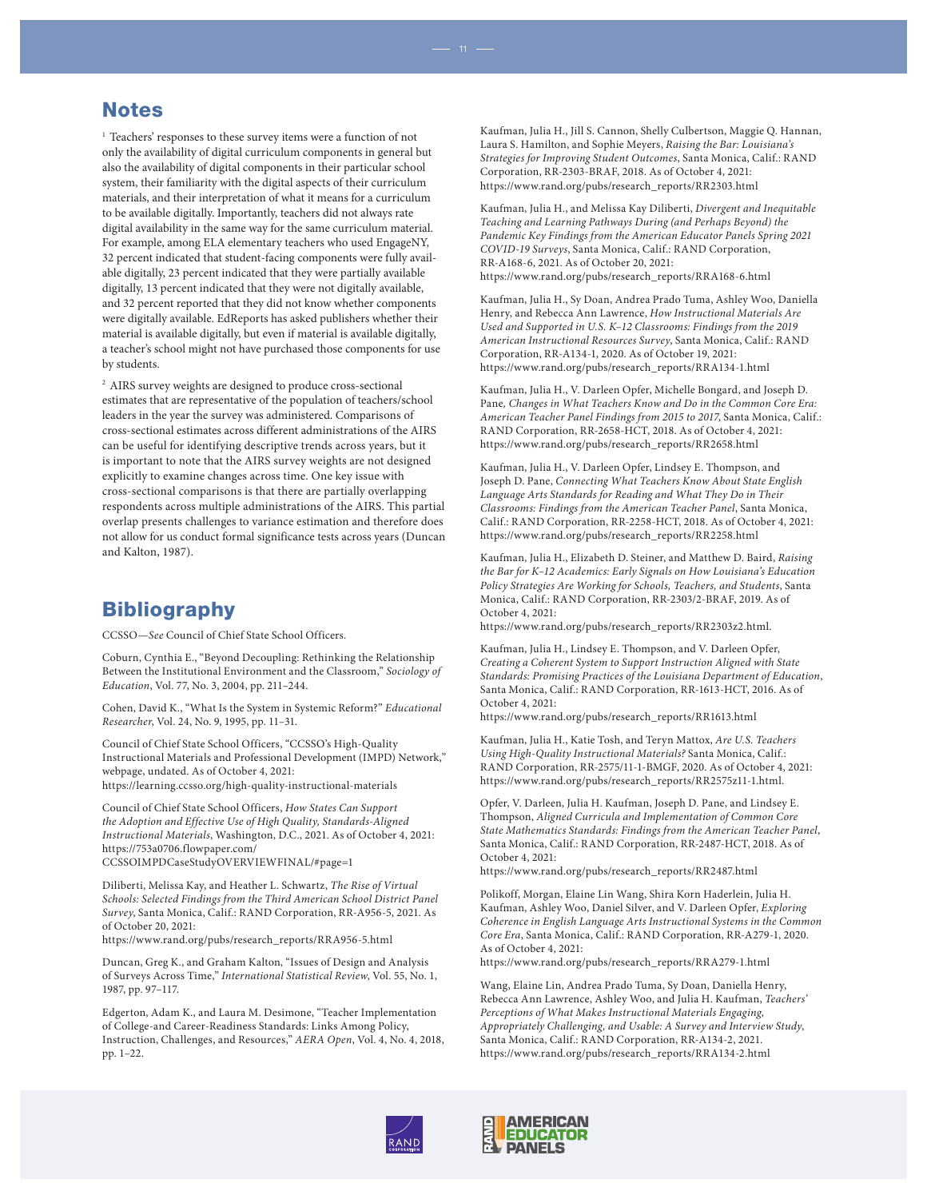## Notes

[1] Teachers' responses to these survey items were a function of not only the availability of digital curriculum components in general but also the availability of digital components in their particular school system, their familiarity with the digital aspects of their curriculum materials, and their interpretation of what it means for a curriculum to be available digitally. Importantly, teachers did not always rate digital availability in the same way for the same curriculum material. For example, among ELA elementary teachers who used EngageNY, 32 percent indicated that student-facing components were fully available digitally, 23 percent indicated that they were partially available digitally, 13 percent indicated that they were not digitally available, and 32 percent reported that they did not know whether components were digitally available. EdReports has asked publishers whether their material is available digitally, but even if material is available digitally, a teacher's school might not have purchased those components for use by students.

[2] AIRS survey weights are designed to produce cross-sectional estimates that are representative of the population of teachers/school leaders in the year the survey was administered. Comparisons of cross-sectional estimates across different administrations of the AIRS can be useful for identifying descriptive trends across years, but it is important to note that the AIRS survey weights are not designed explicitly to examine changes across time. One key issue with cross-sectional comparisons is that there are partially overlapping respondents across multiple administrations of the AIRS. This partial overlap presents challenges to variance estimation and therefore does not allow for us conduct formal significance tests across years (Duncan and Kalton, 1987).

## Bibliography

CCSSO—*See* Council of Chief State School Officers.

Coburn, Cynthia E., "Beyond Decoupling: Rethinking the Relationship Between the Institutional Environment and the Classroom," *Sociology of Education*, Vol. 77, No. 3, 2004, pp. 211–244.

Cohen, David K., "What Is the System in Systemic Reform?" *Educational Researcher*, Vol. 24, No. 9, 1995, pp. 11–31.

Council of Chief State School Officers, "CCSSO's High-Quality Instructional Materials and Professional Development (IMPD) Network," webpage, undated. As of October 4, 2021: https://learning.ccsso.org/high-quality-instructional-materials

Council of Chief State School Officers, *How States Can Support the Adoption and Effective Use of High Quality, Standards-Aligned Instructional Materials*, Washington, D.C., 2021. As of October 4, 2021: https://753a0706.flowpaper.com/CCSSOIMPDCaseStudyOVERVIEWFINAL/#page=1

Diliberti, Melissa Kay, and Heather L. Schwartz, *The Rise of Virtual Schools: Selected Findings from the Third American School District Panel Survey*, Santa Monica, Calif.: RAND Corporation, RR-A956-5, 2021. As of October 20, 2021: https://www.rand.org/pubs/research_reports/RRA956-5.html

Duncan, Greg K., and Graham Kalton, "Issues of Design and Analysis of Surveys Across Time," *International Statistical Review*, Vol. 55, No. 1, 1987, pp. 97–117.

Edgerton, Adam K., and Laura M. Desimone, "Teacher Implementation of College-and Career-Readiness Standards: Links Among Policy, Instruction, Challenges, and Resources," *AERA Open*, Vol. 4, No. 4, 2018, pp. 1–22.

Kaufman, Julia H., Jill S. Cannon, Shelly Culbertson, Maggie Q. Hannan, Laura S. Hamilton, and Sophie Meyers, *Raising the Bar: Louisiana's Strategies for Improving Student Outcomes*, Santa Monica, Calif.: RAND Corporation, RR-2303-BRAF, 2018. As of October 4, 2021: https://www.rand.org/pubs/research_reports/RR2303.html

Kaufman, Julia H., and Melissa Kay Diliberti, *Divergent and Inequitable Teaching and Learning Pathways During (and Perhaps Beyond) the Pandemic Key Findings from the American Educator Panels Spring 2021 COVID-19 Surveys*, Santa Monica, Calif.: RAND Corporation, RR-A168-6, 2021. As of October 20, 2021: https://www.rand.org/pubs/research_reports/RRA168-6.html

Kaufman, Julia H., Sy Doan, Andrea Prado Tuma, Ashley Woo, Daniella Henry, and Rebecca Ann Lawrence, *How Instructional Materials Are Used and Supported in U.S. K–12 Classrooms: Findings from the 2019 American Instructional Resources Survey*, Santa Monica, Calif.: RAND Corporation, RR-A134-1, 2020. As of October 19, 2021: https://www.rand.org/pubs/research_reports/RRA134-1.html

Kaufman, Julia H., V. Darleen Opfer, Michelle Bongard, and Joseph D. Pane, *Changes in What Teachers Know and Do in the Common Core Era: American Teacher Panel Findings from 2015 to 2017*, Santa Monica, Calif.: RAND Corporation, RR-2658-HCT, 2018. As of October 4, 2021: https://www.rand.org/pubs/research_reports/RR2658.html

Kaufman, Julia H., V. Darleen Opfer, Lindsey E. Thompson, and Joseph D. Pane, *Connecting What Teachers Know About State English Language Arts Standards for Reading and What They Do in Their Classrooms: Findings from the American Teacher Panel*, Santa Monica, Calif.: RAND Corporation, RR-2258-HCT, 2018. As of October 4, 2021: https://www.rand.org/pubs/research_reports/RR2258.html

Kaufman, Julia H., Elizabeth D. Steiner, and Matthew D. Baird, *Raising the Bar for K–12 Academics: Early Signals on How Louisiana's Education Policy Strategies Are Working for Schools, Teachers, and Students*, Santa Monica, Calif.: RAND Corporation, RR-2303/2-BRAF, 2019. As of October 4, 2021: https://www.rand.org/pubs/research_reports/RR2303z2.html.

Kaufman, Julia H., Lindsey E. Thompson, and V. Darleen Opfer, *Creating a Coherent System to Support Instruction Aligned with State Standards: Promising Practices of the Louisiana Department of Education*, Santa Monica, Calif.: RAND Corporation, RR-1613-HCT, 2016. As of October 4, 2021: https://www.rand.org/pubs/research_reports/RR1613.html

Kaufman, Julia H., Katie Tosh, and Teryn Mattox, *Are U.S. Teachers Using High-Quality Instructional Materials?* Santa Monica, Calif.: RAND Corporation, RR-2575/11-1-BMGF, 2020. As of October 4, 2021: https://www.rand.org/pubs/research_reports/RR2575z11-1.html.

Opfer, V. Darleen, Julia H. Kaufman, Joseph D. Pane, and Lindsey E. Thompson, *Aligned Curricula and Implementation of Common Core State Mathematics Standards: Findings from the American Teacher Panel*, Santa Monica, Calif.: RAND Corporation, RR-2487-HCT, 2018. As of October 4, 2021: https://www.rand.org/pubs/research_reports/RR2487.html

Polikoff, Morgan, Elaine Lin Wang, Shira Korn Haderlein, Julia H. Kaufman, Ashley Woo, Daniel Silver, and V. Darleen Opfer, *Exploring Coherence in English Language Arts Instructional Systems in the Common Core Era*, Santa Monica, Calif.: RAND Corporation, RR-A279-1, 2020. As of October 4, 2021: https://www.rand.org/pubs/research_reports/RRA279-1.html

Wang, Elaine Lin, Andrea Prado Tuma, Sy Doan, Daniella Henry, Rebecca Ann Lawrence, Ashley Woo, and Julia H. Kaufman, *Teachers' Perceptions of What Makes Instructional Materials Engaging, Appropriately Challenging, and Usable: A Survey and Interview Study*, Santa Monica, Calif.: RAND Corporation, RR-A134-2, 2021. https://www.rand.org/pubs/research_reports/RRA134-2.html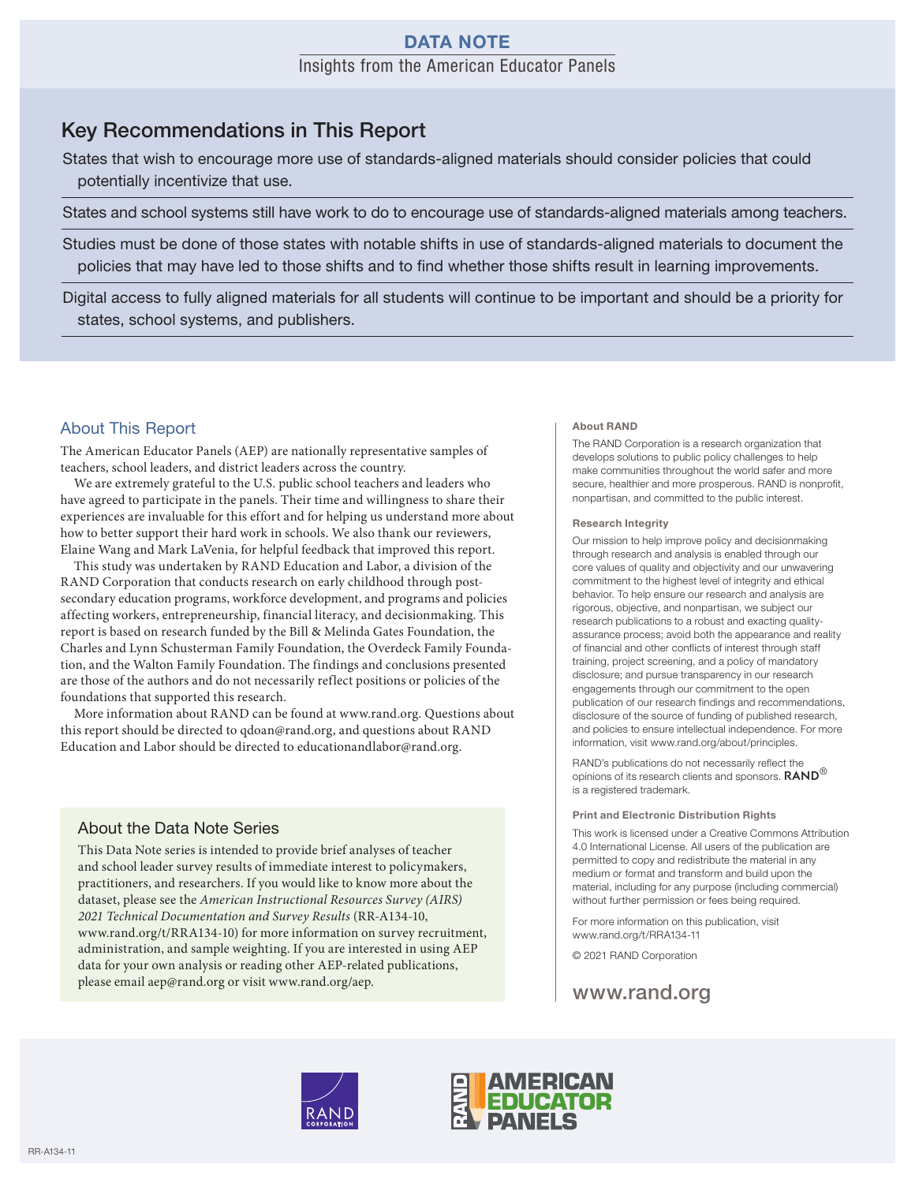# DATA NOTE

Insights from the American Educator Panels

## Key Recommendations in This Report

States that wish to encourage more use of standards-aligned materials should consider policies that could potentially incentivize that use.

States and school systems still have work to do to encourage use of standards-aligned materials among teachers.

Studies must be done of those states with notable shifts in use of standards-aligned materials to document the policies that may have led to those shifts and to find whether those shifts result in learning improvements.

Digital access to fully aligned materials for all students will continue to be important and should be a priority for states, school systems, and publishers.

## About This Report

The American Educator Panels (AEP) are nationally representative samples of teachers, school leaders, and district leaders across the country.

We are extremely grateful to the U.S. public school teachers and leaders who have agreed to participate in the panels. Their time and willingness to share their experiences are invaluable for this effort and for helping us understand more about how to better support their hard work in schools. We also thank our reviewers, Elaine Wang and Mark LaVenia, for helpful feedback that improved this report.

This study was undertaken by RAND Education and Labor, a division of the RAND Corporation that conducts research on early childhood through post-secondary education programs, workforce development, and programs and policies affecting workers, entrepreneurship, financial literacy, and decisionmaking. This report is based on research funded by the Bill & Melinda Gates Foundation, the Charles and Lynn Schusterman Family Foundation, the Overdeck Family Foundation, and the Walton Family Foundation. The findings and conclusions presented are those of the authors and do not necessarily reflect positions or policies of the foundations that supported this research.

More information about RAND can be found at www.rand.org. Questions about this report should be directed to qdoan@rand.org, and questions about RAND Education and Labor should be directed to educationandlabor@rand.org.

## About the Data Note Series

This Data Note series is intended to provide brief analyses of teacher and school leader survey results of immediate interest to policymakers, practitioners, and researchers. If you would like to know more about the dataset, please see the *American Instructional Resources Survey (AIRS) 2021 Technical Documentation and Survey Results* (RR-A134-10, www.rand.org/t/RRA134-10) for more information on survey recruitment, administration, and sample weighting. If you are interested in using AEP data for your own analysis or reading other AEP-related publications, please email aep@rand.org or visit www.rand.org/aep.

**About RAND**

The RAND Corporation is a research organization that develops solutions to public policy challenges to help make communities throughout the world safer and more secure, healthier and more prosperous. RAND is nonprofit, nonpartisan, and committed to the public interest.

**Research Integrity**

Our mission to help improve policy and decisionmaking through research and analysis is enabled through our core values of quality and objectivity and our unwavering commitment to the highest level of integrity and ethical behavior. To help ensure our research and analysis are rigorous, objective, and nonpartisan, we subject our research publications to a robust and exacting quality-assurance process; avoid both the appearance and reality of financial and other conflicts of interest through staff training, project screening, and a policy of mandatory disclosure; and pursue transparency in our research engagements through our commitment to the open publication of our research findings and recommendations, disclosure of the source of funding of published research, and policies to ensure intellectual independence. For more information, visit www.rand.org/about/principles.

RAND's publications do not necessarily reflect the opinions of its research clients and sponsors. RAND® is a registered trademark.

**Print and Electronic Distribution Rights**

This work is licensed under a Creative Commons Attribution 4.0 International License. All users of the publication are permitted to copy and redistribute the material in any medium or format and transform and build upon the material, including for any purpose (including commercial) without further permission or fees being required.

For more information on this publication, visit www.rand.org/t/RRA134-11

© 2021 RAND Corporation

www.rand.org

RAND CORPORATION

RAND AMERICAN EDUCATOR PANELS

RR-A134-11